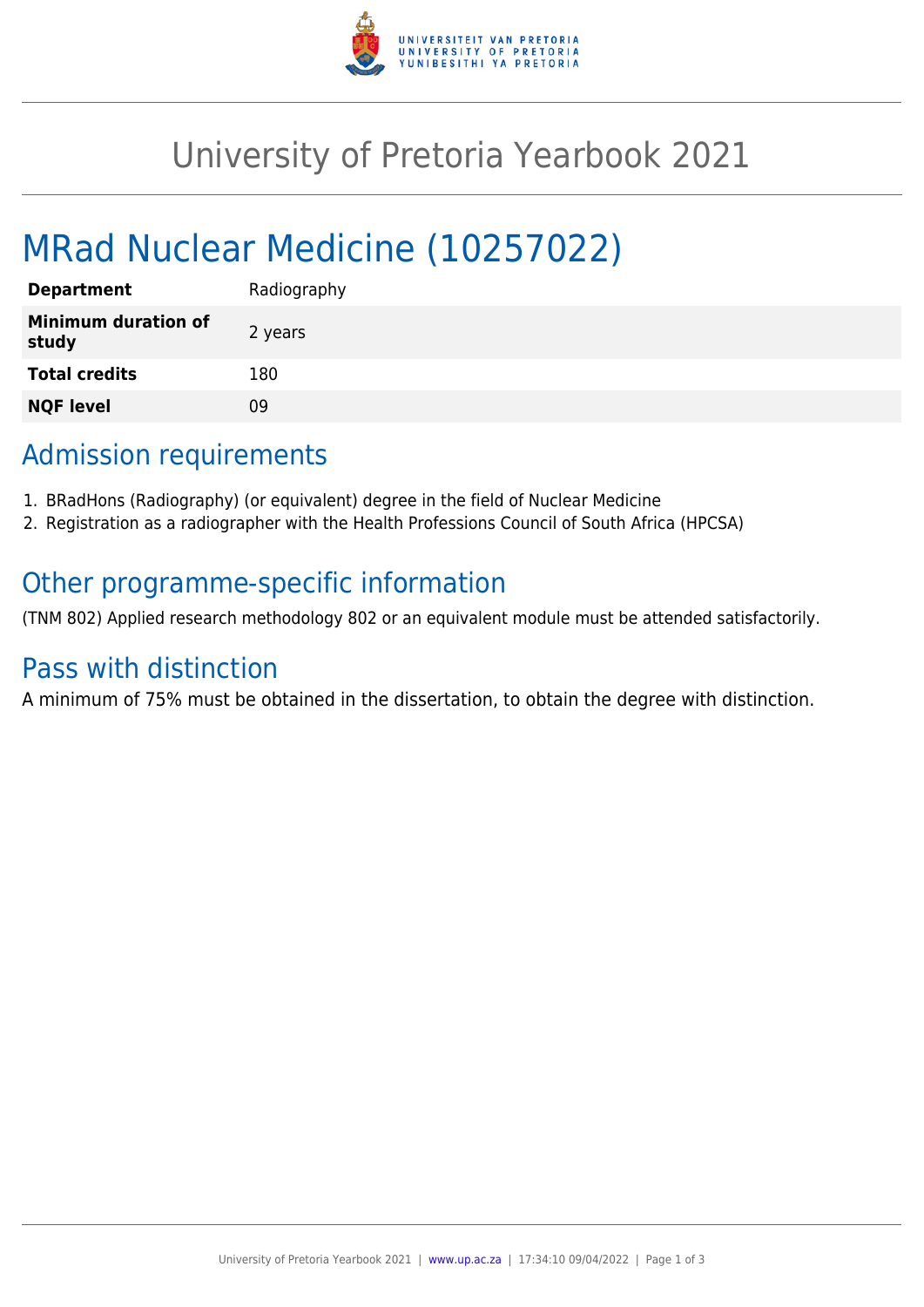# University of Pretoria Yearbook 2021

## MRad Nuclear Medicine (10257022)

| | |
|---|---|
| **Department** | Radiography |
| **Minimum duration of study** | 2 years |
| **Total credits** | 180 |
| **NQF level** | 09 |

## Admission requirements

1. BRadHons (Radiography) (or equivalent) degree in the field of Nuclear Medicine
2. Registration as a radiographer with the Health Professions Council of South Africa (HPCSA)

## Other programme-specific information

(TNM 802) Applied research methodology 802 or an equivalent module must be attended satisfactorily.

## Pass with distinction

A minimum of 75% must be obtained in the dissertation, to obtain the degree with distinction.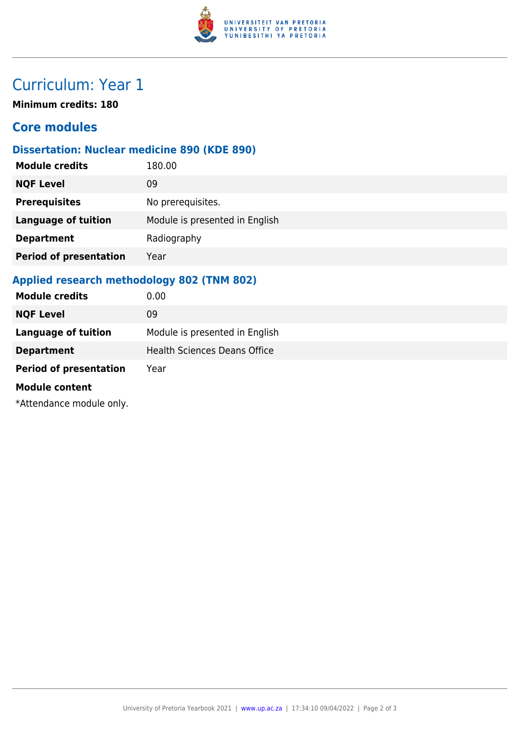# Curriculum: Year 1

**Minimum credits: 180**

## Core modules

### Dissertation: Nuclear medicine 890 (KDE 890)

| | |
|---|---|
| **Module credits** | 180.00 |
| **NQF Level** | 09 |
| **Prerequisites** | No prerequisites. |
| **Language of tuition** | Module is presented in English |
| **Department** | Radiography |
| **Period of presentation** | Year |

### Applied research methodology 802 (TNM 802)

| | |
|---|---|
| **Module credits** | 0.00 |
| **NQF Level** | 09 |
| **Language of tuition** | Module is presented in English |
| **Department** | Health Sciences Deans Office |
| **Period of presentation** | Year |

**Module content**

*Attendance module only.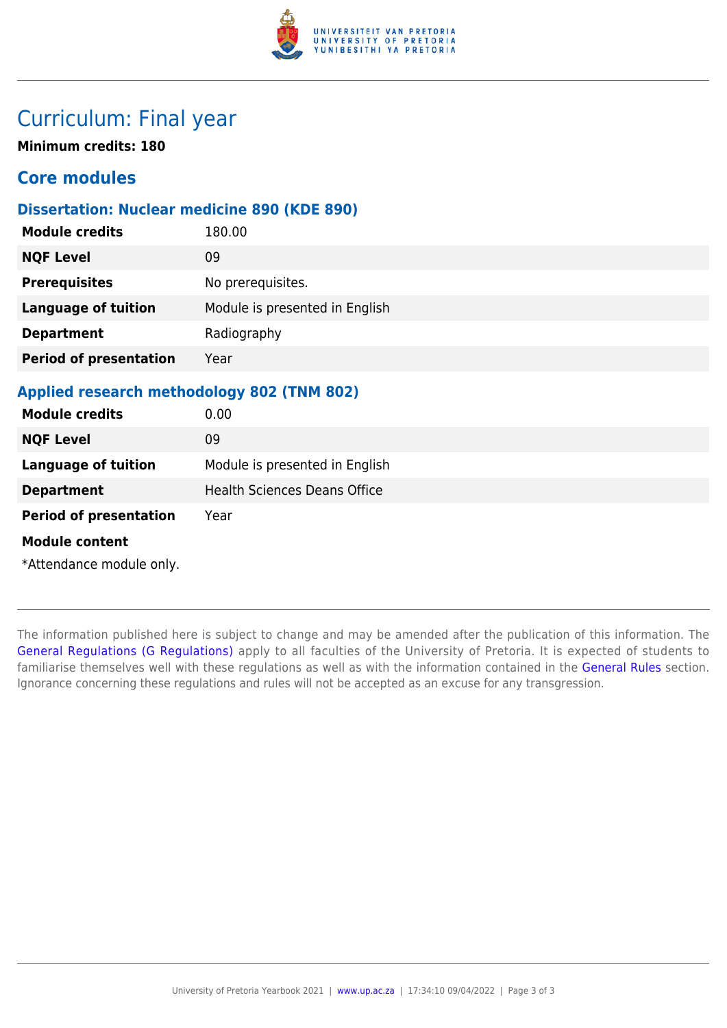# Curriculum: Final year

**Minimum credits: 180**

## Core modules

### Dissertation: Nuclear medicine 890 (KDE 890)

| | |
|---|---|
| **Module credits** | 180.00 |
| **NQF Level** | 09 |
| **Prerequisites** | No prerequisites. |
| **Language of tuition** | Module is presented in English |
| **Department** | Radiography |
| **Period of presentation** | Year |

### Applied research methodology 802 (TNM 802)

| | |
|---|---|
| **Module credits** | 0.00 |
| **NQF Level** | 09 |
| **Language of tuition** | Module is presented in English |
| **Department** | Health Sciences Deans Office |
| **Period of presentation** | Year |

**Module content**

*Attendance module only.

The information published here is subject to change and may be amended after the publication of this information. The General Regulations (G Regulations) apply to all faculties of the University of Pretoria. It is expected of students to familiarise themselves well with these regulations as well as with the information contained in the General Rules section. Ignorance concerning these regulations and rules will not be accepted as an excuse for any transgression.